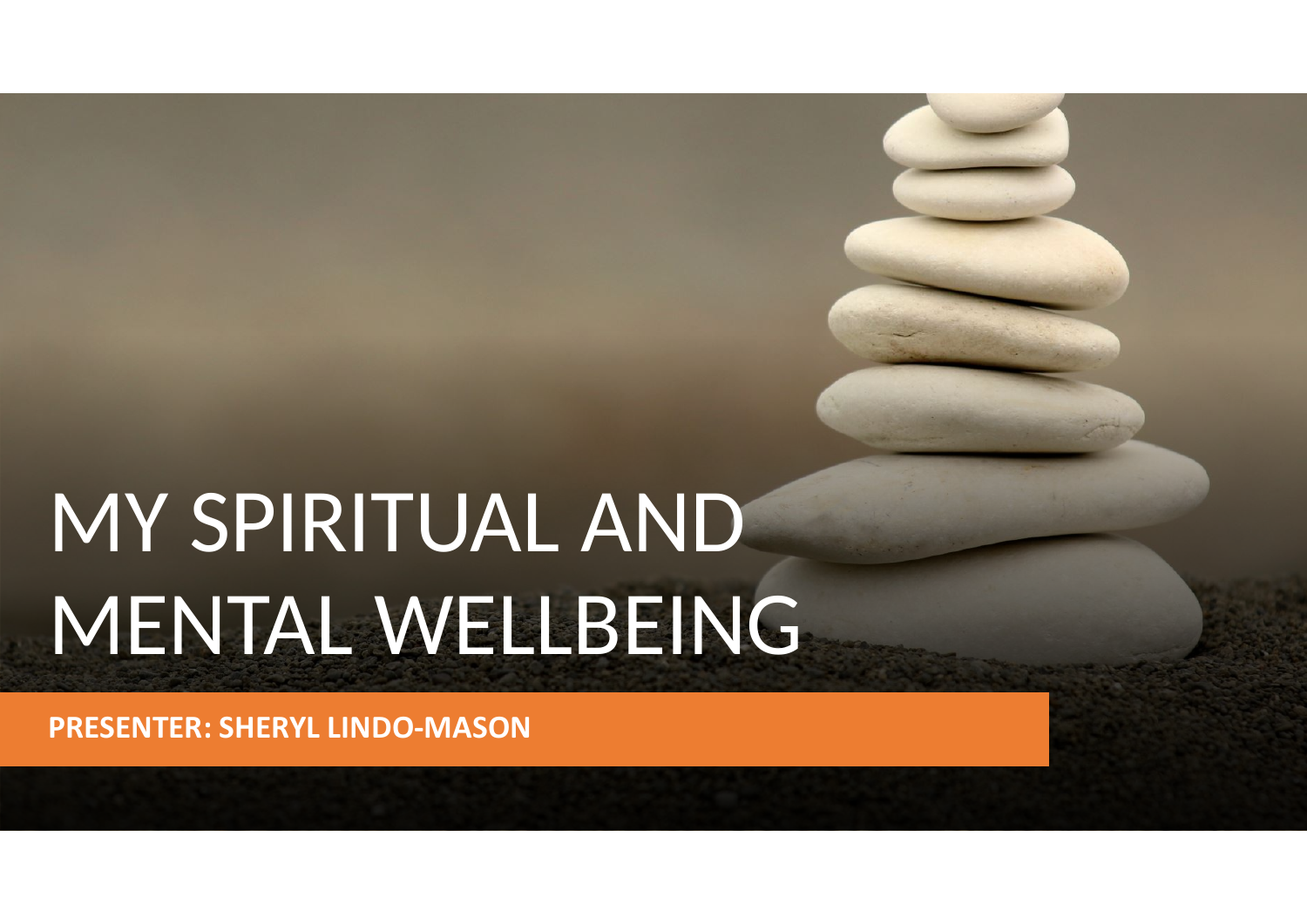# MY SPIRITUAL AND MENTAL WELLBEING

**PRESENTER: SHERYL LINDO-MASON**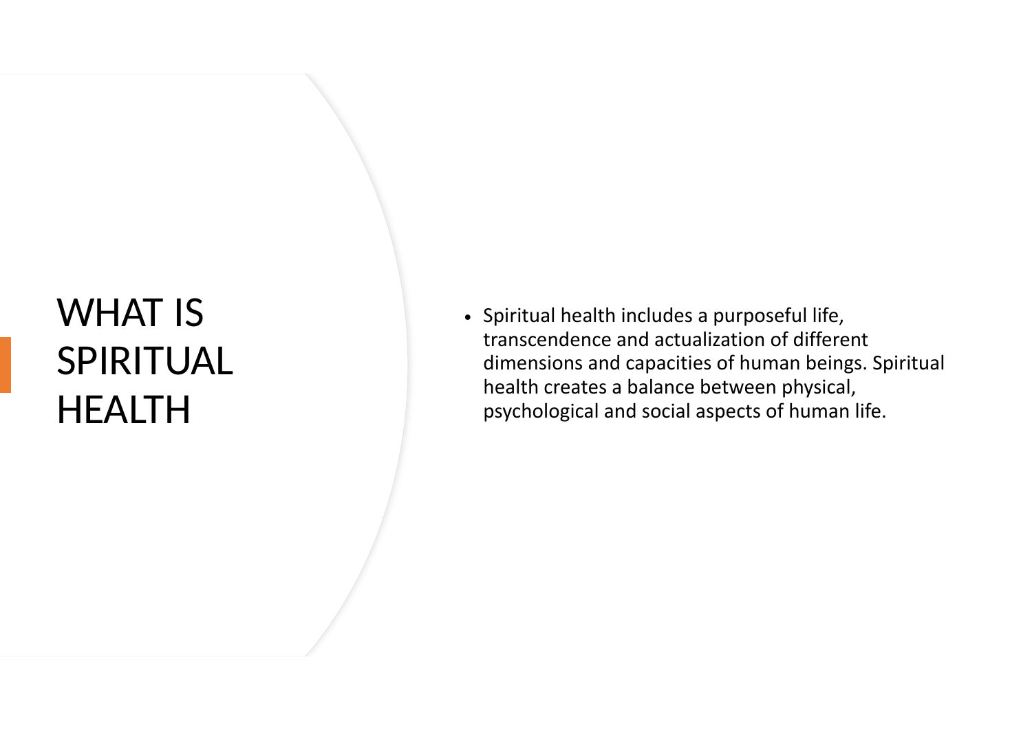# WHAT IS SPIRITUAL HEALTH

- Spiritual health includes a purposeful life, transcendence and actualization of different dimensions and capacities of human beings. Spiritual health creates a balance between physical, psychological and social aspects of human life.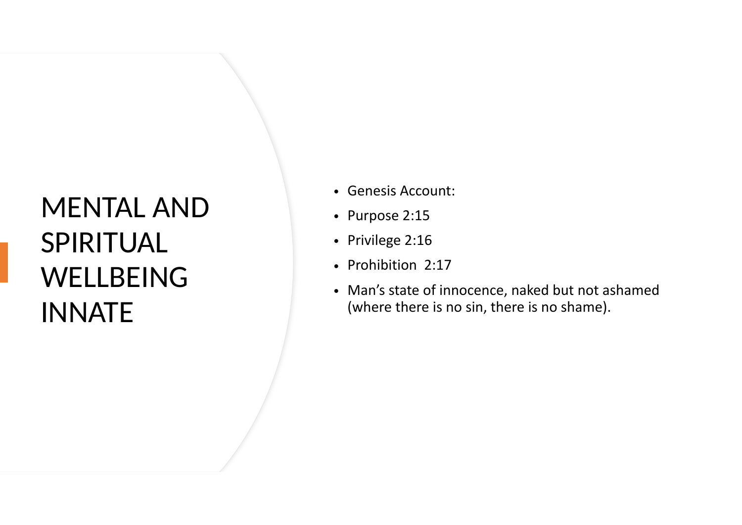# MENTAL AND SPIRITUAL WELLBEING INNATE

- Genesis Account:
- Purpose 2:15
- Privilege 2:16
- Prohibition 2:17
- Man's state of innocence, naked but not ashamed (where there is no sin, there is no shame).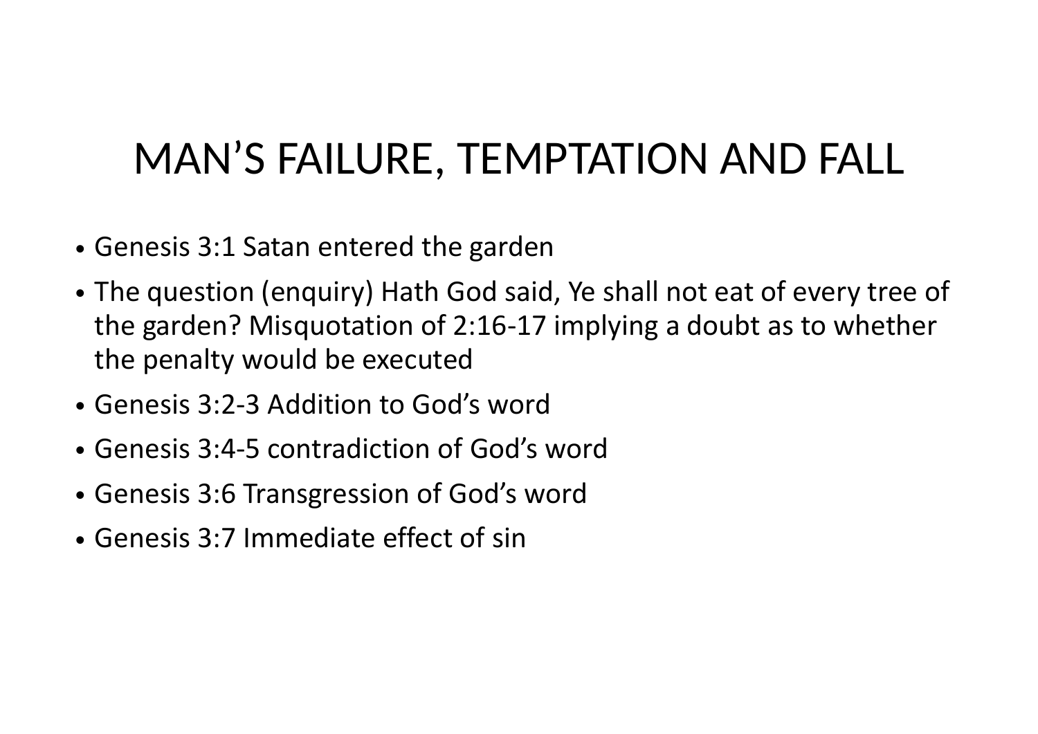# MAN’S FAILURE, TEMPTATION AND FALL

- Genesis 3:1 Satan entered the garden
- The question (enquiry) Hath God said, Ye shall not eat of every tree of the garden? Misquotation of 2:16-17 implying a doubt as to whether the penalty would be executed
- Genesis 3:2-3 Addition to God’s word
- Genesis 3:4-5 contradiction of God’s word
- Genesis 3:6 Transgression of God’s word
- Genesis 3:7 Immediate effect of sin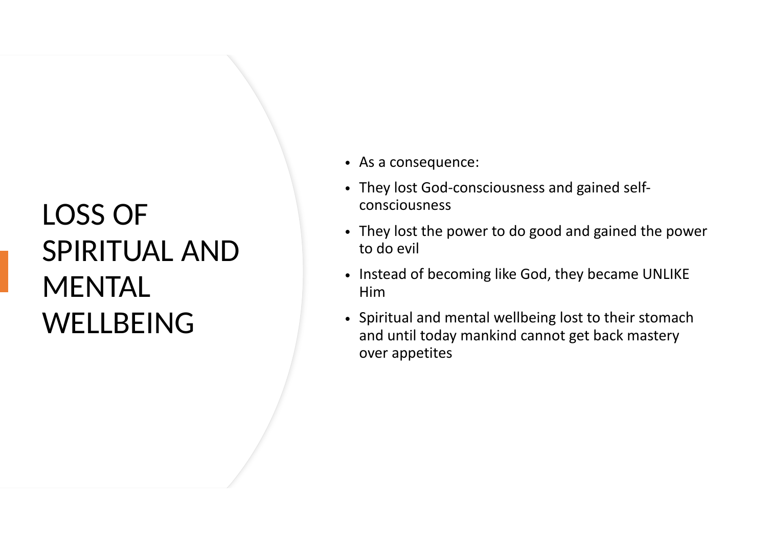# LOSS OF SPIRITUAL AND MENTAL WELLBEING

- As a consequence:
- They lost God-consciousness and gained self-consciousness
- They lost the power to do good and gained the power to do evil
- Instead of becoming like God, they became UNLIKE Him
- Spiritual and mental wellbeing lost to their stomach and until today mankind cannot get back mastery over appetites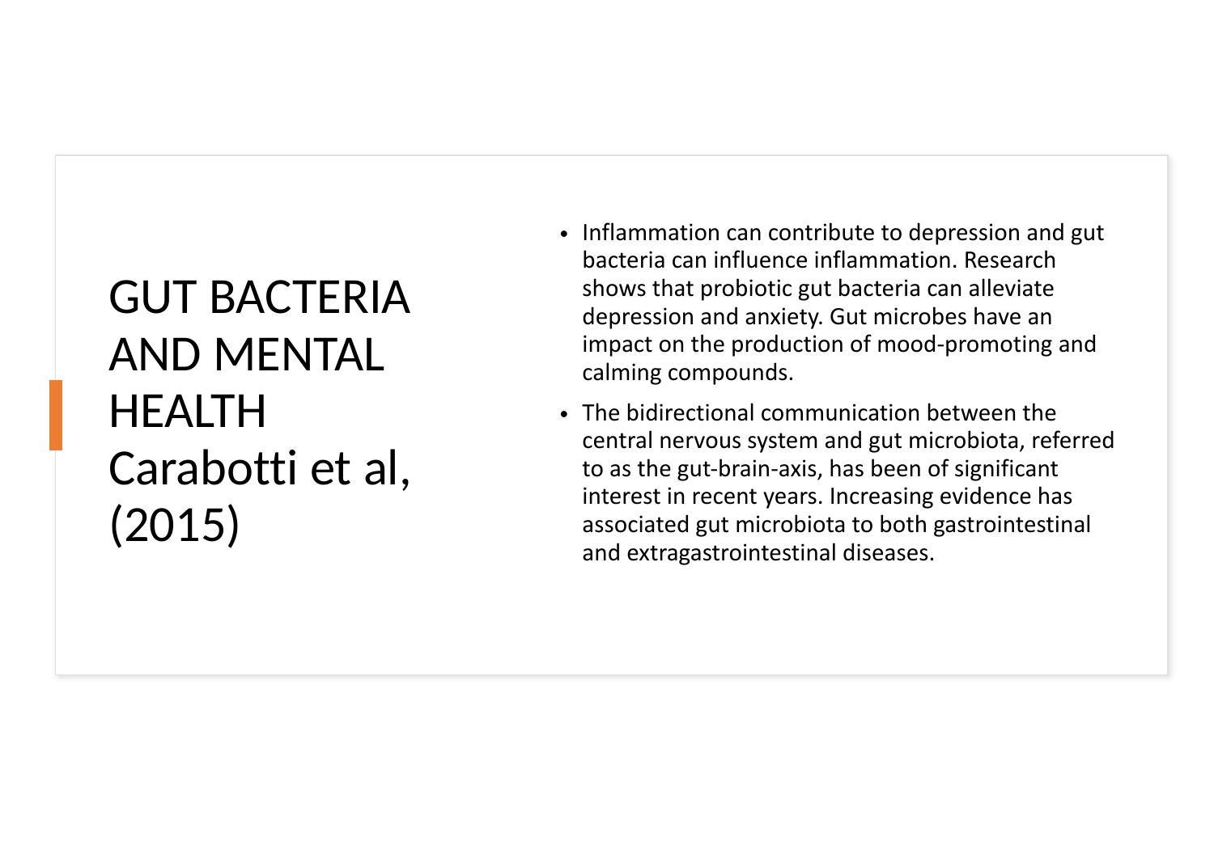# GUT BACTERIA AND MENTAL HEALTH Carabotti et al, (2015)

- Inflammation can contribute to depression and gut bacteria can influence inflammation. Research shows that probiotic gut bacteria can alleviate depression and anxiety. Gut microbes have an impact on the production of mood-promoting and calming compounds.
- The bidirectional communication between the central nervous system and gut microbiota, referred to as the gut-brain-axis, has been of significant interest in recent years. Increasing evidence has associated gut microbiota to both gastrointestinal and extragastrointestinal diseases.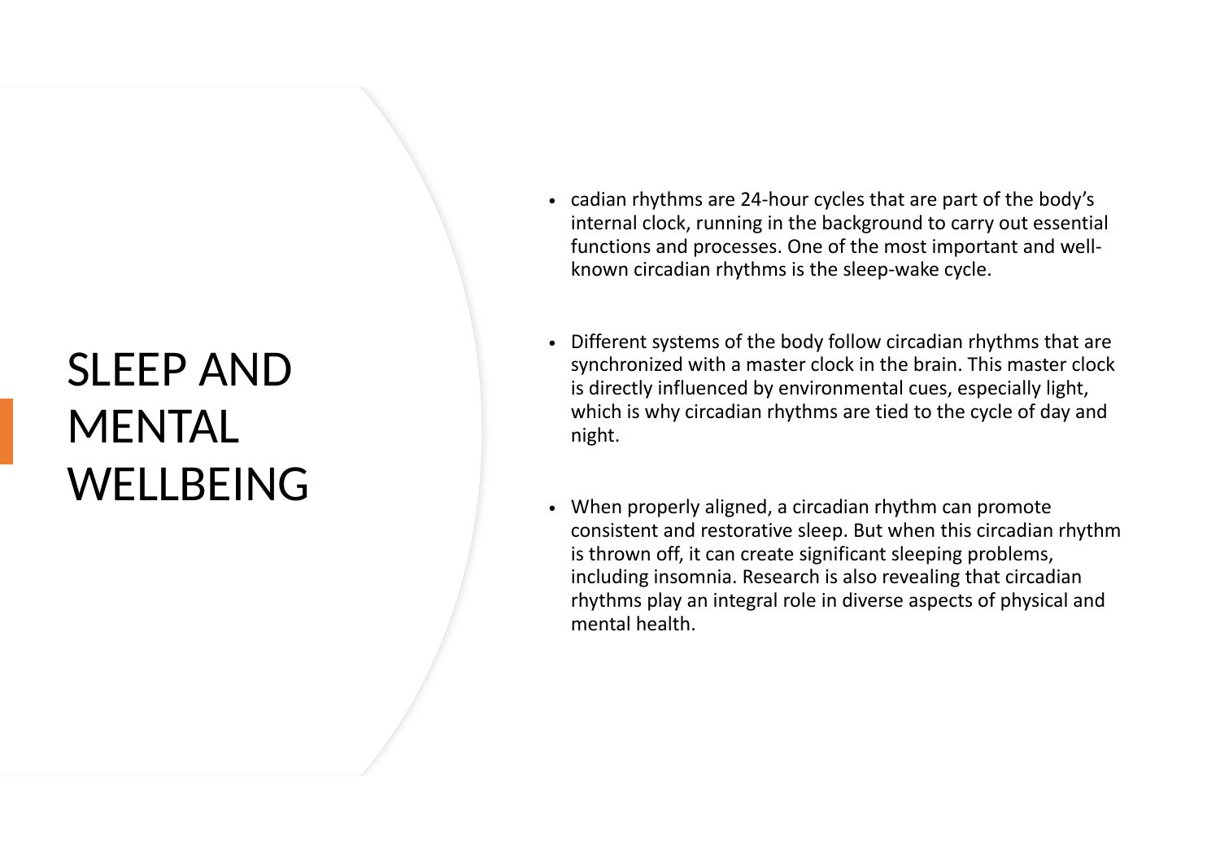# SLEEP AND MENTAL WELLBEING

- cadian rhythms are 24-hour cycles that are part of the body's internal clock, running in the background to carry out essential functions and processes. One of the most important and well-known circadian rhythms is the sleep-wake cycle.

- Different systems of the body follow circadian rhythms that are synchronized with a master clock in the brain. This master clock is directly influenced by environmental cues, especially light, which is why circadian rhythms are tied to the cycle of day and night.

- When properly aligned, a circadian rhythm can promote consistent and restorative sleep. But when this circadian rhythm is thrown off, it can create significant sleeping problems, including insomnia. Research is also revealing that circadian rhythms play an integral role in diverse aspects of physical and mental health.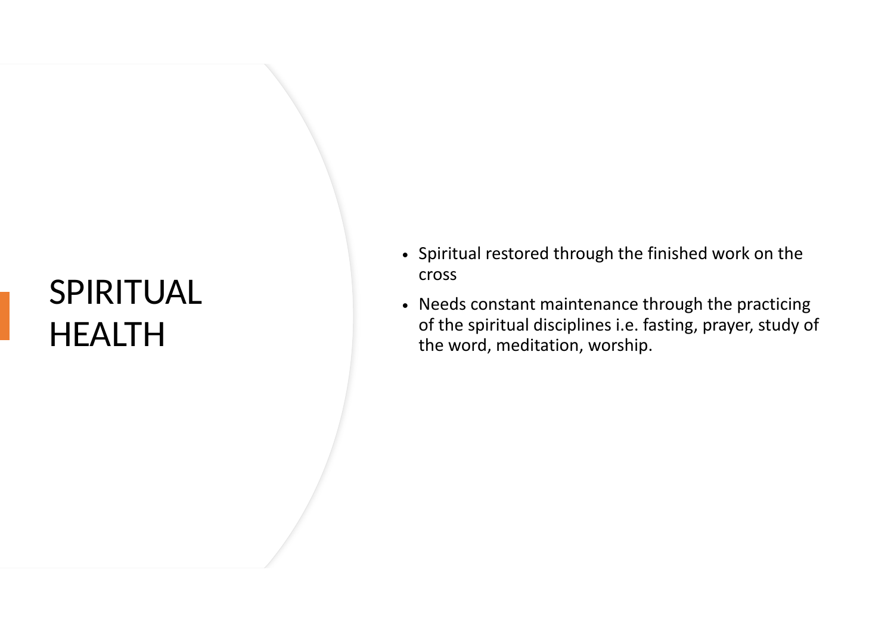# SPIRITUAL HEALTH

- Spiritual restored through the finished work on the cross
- Needs constant maintenance through the practicing of the spiritual disciplines i.e. fasting, prayer, study of the word, meditation, worship.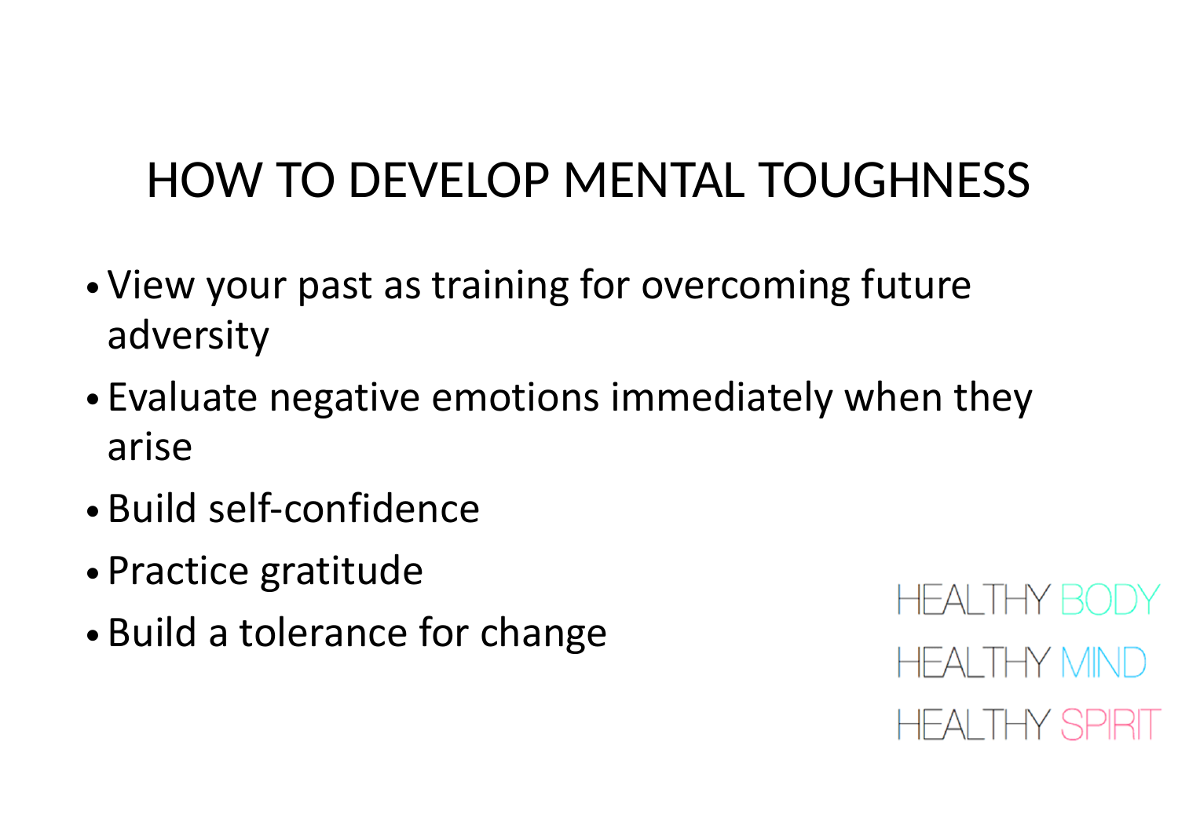# HOW TO DEVELOP MENTAL TOUGHNESS

- View your past as training for overcoming future adversity
- Evaluate negative emotions immediately when they arise
- Build self-confidence
- Practice gratitude
- Build a tolerance for change

HEALTHY BODY
HEALTHY MIND
HEALTHY SPIRIT